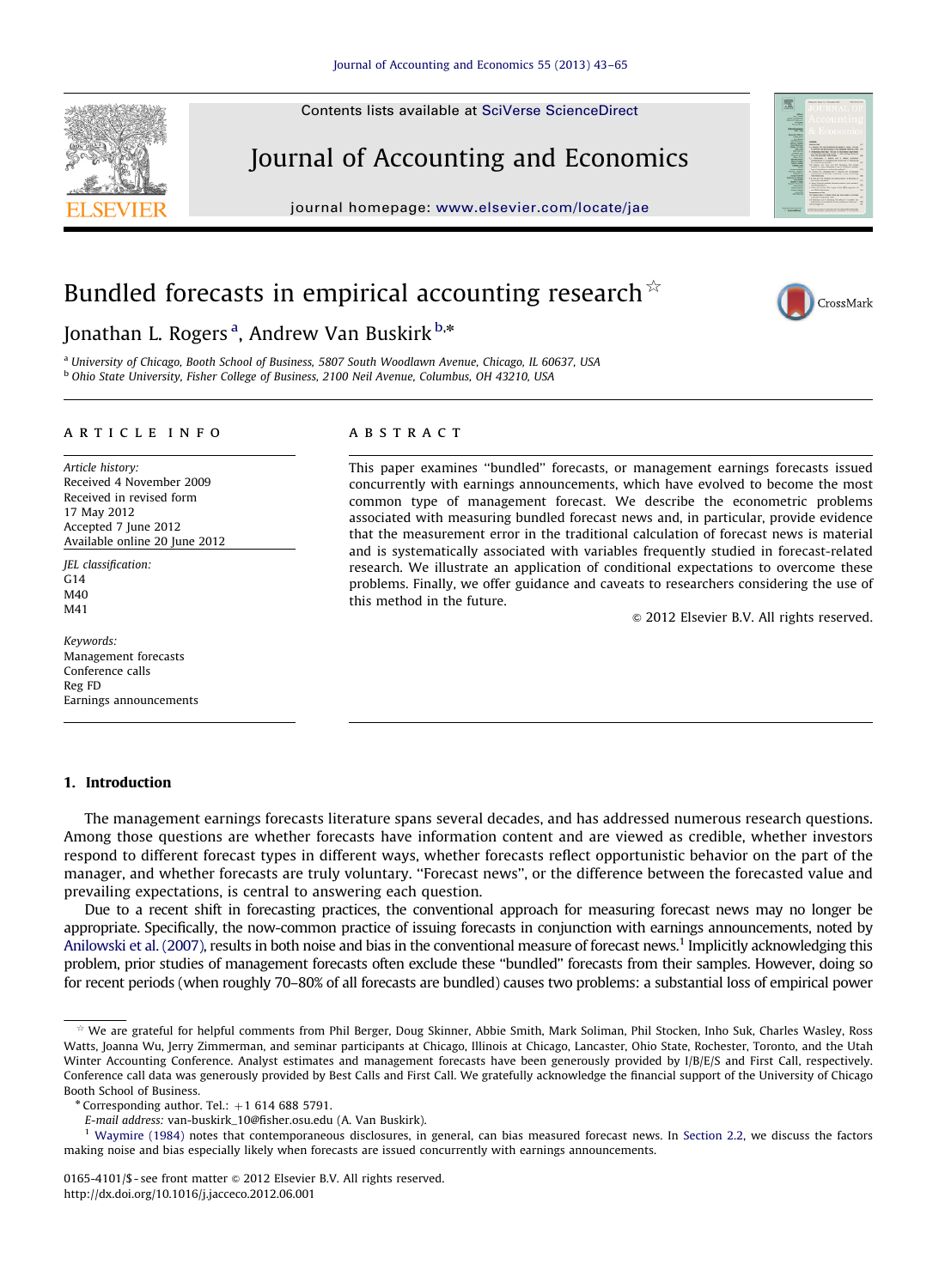# Bundled forecasts in empirical accounting research ☆

Jonathan L. Rogers [a], Andrew Van Buskirk [b,*]

[a] University of Chicago, Booth School of Business, 5807 South Woodlawn Avenue, Chicago, IL 60637, USA
[b] Ohio State University, Fisher College of Business, 2100 Neil Avenue, Columbus, OH 43210, USA

## ARTICLE INFO

*Article history:*
Received 4 November 2009
Received in revised form
17 May 2012
Accepted 7 June 2012
Available online 20 June 2012

*JEL classification:*
G14
M40
M41

*Keywords:*
Management forecasts
Conference calls
Reg FD
Earnings announcements

## ABSTRACT

This paper examines "bundled" forecasts, or management earnings forecasts issued concurrently with earnings announcements, which have evolved to become the most common type of management forecast. We describe the econometric problems associated with measuring bundled forecast news and, in particular, provide evidence that the measurement error in the traditional calculation of forecast news is material and is systematically associated with variables frequently studied in forecast-related research. We illustrate an application of conditional expectations to overcome these problems. Finally, we offer guidance and caveats to researchers considering the use of this method in the future.

© 2012 Elsevier B.V. All rights reserved.

## 1. Introduction

The management earnings forecasts literature spans several decades, and has addressed numerous research questions. Among those questions are whether forecasts have information content and are viewed as credible, whether investors respond to different forecast types in different ways, whether forecasts reflect opportunistic behavior on the part of the manager, and whether forecasts are truly voluntary. "Forecast news", or the difference between the forecasted value and prevailing expectations, is central to answering each question.

Due to a recent shift in forecasting practices, the conventional approach for measuring forecast news may no longer be appropriate. Specifically, the now-common practice of issuing forecasts in conjunction with earnings announcements, noted by Anilowski et al. (2007), results in both noise and bias in the conventional measure of forecast news.[1] Implicitly acknowledging this problem, prior studies of management forecasts often exclude these "bundled" forecasts from their samples. However, doing so for recent periods (when roughly 70–80% of all forecasts are bundled) causes two problems: a substantial loss of empirical power

---

☆ We are grateful for helpful comments from Phil Berger, Doug Skinner, Abbie Smith, Mark Soliman, Phil Stocken, Inho Suk, Charles Wasley, Ross Watts, Joanna Wu, Jerry Zimmerman, and seminar participants at Chicago, Illinois at Chicago, Lancaster, Ohio State, Rochester, Toronto, and the Utah Winter Accounting Conference. Analyst estimates and management forecasts have been generously provided by I/B/E/S and First Call, respectively. Conference call data was generously provided by Best Calls and First Call. We gratefully acknowledge the financial support of the University of Chicago Booth School of Business.

\* Corresponding author. Tel.: +1 614 688 5791.
E-mail address: van-buskirk_10@fisher.osu.edu (A. Van Buskirk).

[1] Waymire (1984) notes that contemporaneous disclosures, in general, can bias measured forecast news. In Section 2.2, we discuss the factors making noise and bias especially likely when forecasts are issued concurrently with earnings announcements.

0165-4101/$ - see front matter © 2012 Elsevier B.V. All rights reserved.
http://dx.doi.org/10.1016/j.jacceco.2012.06.001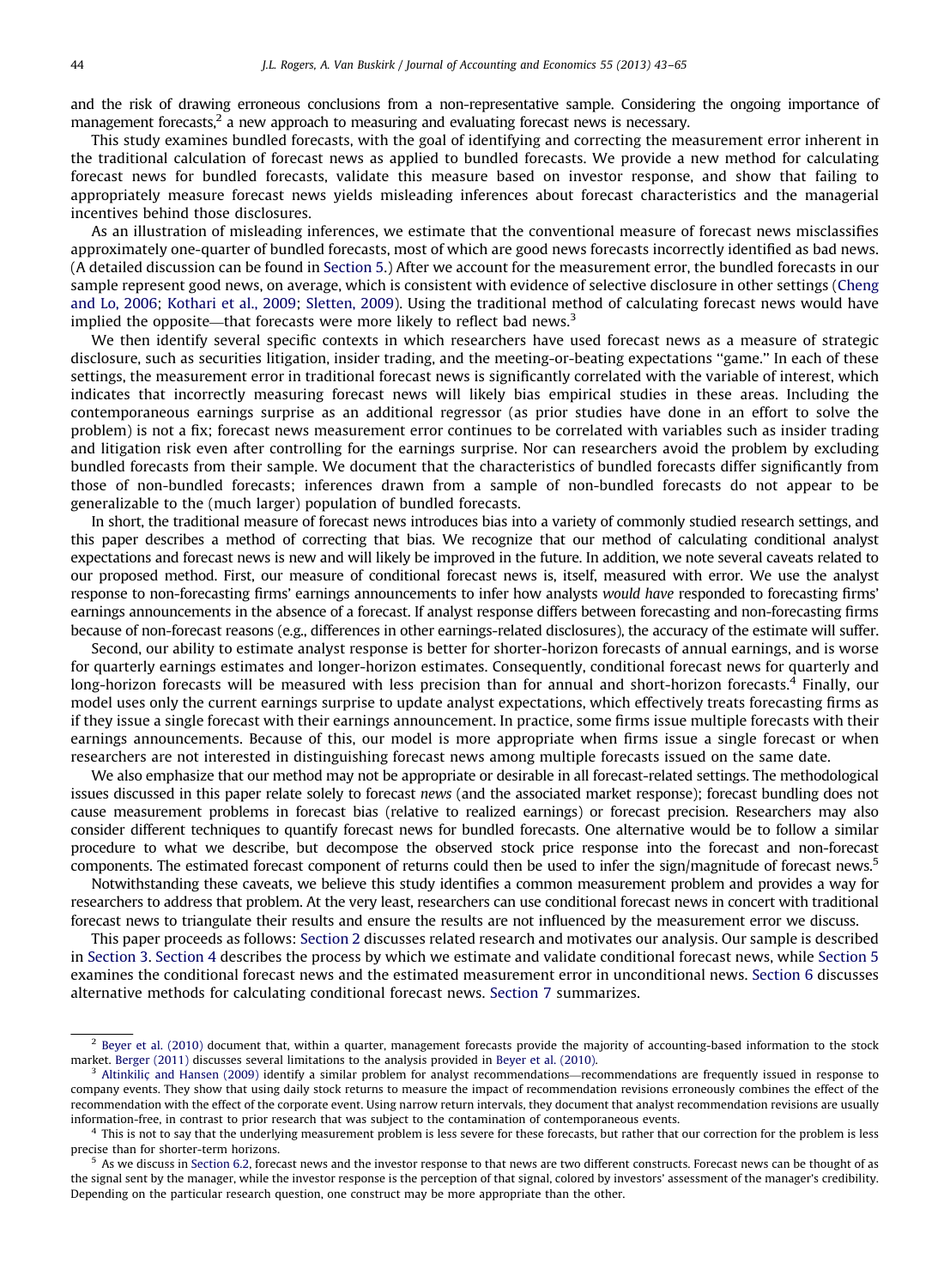and the risk of drawing erroneous conclusions from a non-representative sample. Considering the ongoing importance of management forecasts,[2] a new approach to measuring and evaluating forecast news is necessary.

This study examines bundled forecasts, with the goal of identifying and correcting the measurement error inherent in the traditional calculation of forecast news as applied to bundled forecasts. We provide a new method for calculating forecast news for bundled forecasts, validate this measure based on investor response, and show that failing to appropriately measure forecast news yields misleading inferences about forecast characteristics and the managerial incentives behind those disclosures.

As an illustration of misleading inferences, we estimate that the conventional measure of forecast news misclassifies approximately one-quarter of bundled forecasts, most of which are good news forecasts incorrectly identified as bad news. (A detailed discussion can be found in Section 5.) After we account for the measurement error, the bundled forecasts in our sample represent good news, on average, which is consistent with evidence of selective disclosure in other settings (Cheng and Lo, 2006; Kothari et al., 2009; Sletten, 2009). Using the traditional method of calculating forecast news would have implied the opposite—that forecasts were more likely to reflect bad news.[3]

We then identify several specific contexts in which researchers have used forecast news as a measure of strategic disclosure, such as securities litigation, insider trading, and the meeting-or-beating expectations "game." In each of these settings, the measurement error in traditional forecast news is significantly correlated with the variable of interest, which indicates that incorrectly measuring forecast news will likely bias empirical studies in these areas. Including the contemporaneous earnings surprise as an additional regressor (as prior studies have done in an effort to solve the problem) is not a fix; forecast news measurement error continues to be correlated with variables such as insider trading and litigation risk even after controlling for the earnings surprise. Nor can researchers avoid the problem by excluding bundled forecasts from their sample. We document that the characteristics of bundled forecasts differ significantly from those of non-bundled forecasts; inferences drawn from a sample of non-bundled forecasts do not appear to be generalizable to the (much larger) population of bundled forecasts.

In short, the traditional measure of forecast news introduces bias into a variety of commonly studied research settings, and this paper describes a method of correcting that bias. We recognize that our method of calculating conditional analyst expectations and forecast news is new and will likely be improved in the future. In addition, we note several caveats related to our proposed method. First, our measure of conditional forecast news is, itself, measured with error. We use the analyst response to non-forecasting firms' earnings announcements to infer how analysts *would have* responded to forecasting firms' earnings announcements in the absence of a forecast. If analyst response differs between forecasting and non-forecasting firms because of non-forecast reasons (e.g., differences in other earnings-related disclosures), the accuracy of the estimate will suffer.

Second, our ability to estimate analyst response is better for shorter-horizon forecasts of annual earnings, and is worse for quarterly earnings estimates and longer-horizon estimates. Consequently, conditional forecast news for quarterly and long-horizon forecasts will be measured with less precision than for annual and short-horizon forecasts.[4] Finally, our model uses only the current earnings surprise to update analyst expectations, which effectively treats forecasting firms as if they issue a single forecast with their earnings announcement. In practice, some firms issue multiple forecasts with their earnings announcements. Because of this, our model is more appropriate when firms issue a single forecast or when researchers are not interested in distinguishing forecast news among multiple forecasts issued on the same date.

We also emphasize that our method may not be appropriate or desirable in all forecast-related settings. The methodological issues discussed in this paper relate solely to forecast *news* (and the associated market response); forecast bundling does not cause measurement problems in forecast bias (relative to realized earnings) or forecast precision. Researchers may also consider different techniques to quantify forecast news for bundled forecasts. One alternative would be to follow a similar procedure to what we describe, but decompose the observed stock price response into the forecast and non-forecast components. The estimated forecast component of returns could then be used to infer the sign/magnitude of forecast news.[5]

Notwithstanding these caveats, we believe this study identifies a common measurement problem and provides a way for researchers to address that problem. At the very least, researchers can use conditional forecast news in concert with traditional forecast news to triangulate their results and ensure the results are not influenced by the measurement error we discuss.

This paper proceeds as follows: Section 2 discusses related research and motivates our analysis. Our sample is described in Section 3. Section 4 describes the process by which we estimate and validate conditional forecast news, while Section 5 examines the conditional forecast news and the estimated measurement error in unconditional news. Section 6 discusses alternative methods for calculating conditional forecast news. Section 7 summarizes.

---

[2] Beyer et al. (2010) document that, within a quarter, management forecasts provide the majority of accounting-based information to the stock market. Berger (2011) discusses several limitations to the analysis provided in Beyer et al. (2010).

[3] Altinkiliç and Hansen (2009) identify a similar problem for analyst recommendations—recommendations are frequently issued in response to company events. They show that using daily stock returns to measure the impact of recommendation revisions erroneously combines the effect of the recommendation with the effect of the corporate event. Using narrow return intervals, they document that analyst recommendation revisions are usually information-free, in contrast to prior research that was subject to the contamination of contemporaneous events.

[4] This is not to say that the underlying measurement problem is less severe for these forecasts, but rather that our correction for the problem is less precise than for shorter-term horizons.

[5] As we discuss in Section 6.2, forecast news and the investor response to that news are two different constructs. Forecast news can be thought of as the signal sent by the manager, while the investor response is the perception of that signal, colored by investors' assessment of the manager's credibility. Depending on the particular research question, one construct may be more appropriate than the other.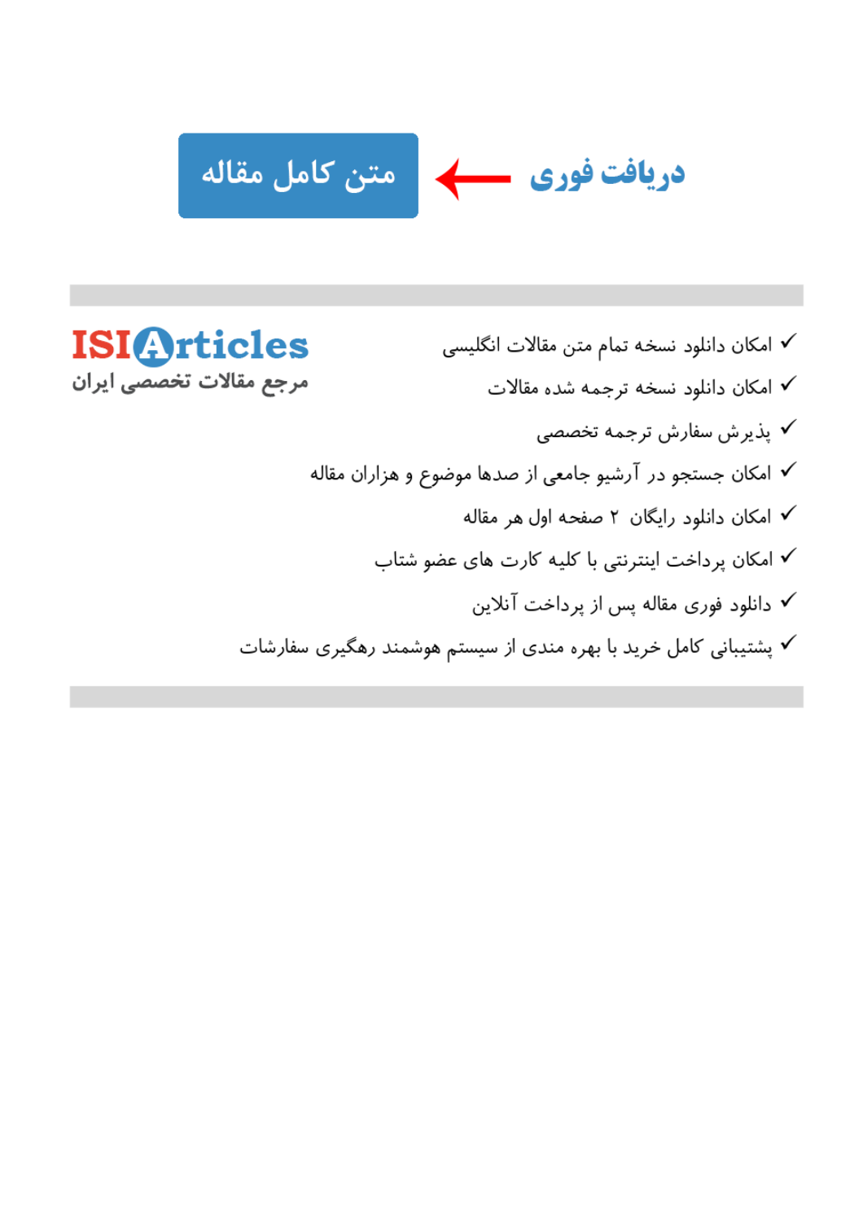دریافت فوری ← متن کامل مقاله

**ISIArticles**
مرجع مقالات تخصصی ایران

- ✓ امکان دانلود نسخه تمام متن مقالات انگلیسی
- ✓ امکان دانلود نسخه ترجمه شده مقالات
- ✓ پذیرش سفارش ترجمه تخصصی
- ✓ امکان جستجو در آرشیو جامعی از صدها موضوع و هزاران مقاله
- ✓ امکان دانلود رایگان ۲ صفحه اول هر مقاله
- ✓ امکان پرداخت اینترنتی با کلیه کارت های عضو شتاب
- ✓ دانلود فوری مقاله پس از پرداخت آنلاین
- ✓ پشتیبانی کامل خرید با بهره مندی از سیستم هوشمند رهگیری سفارشات